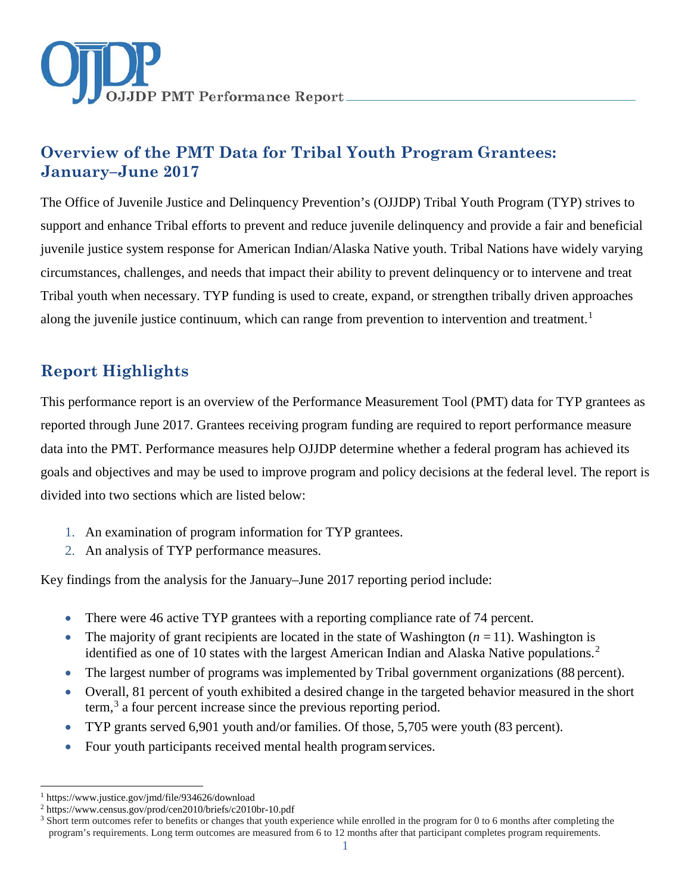OJJDP PMT Performance Report

# Overview of the PMT Data for Tribal Youth Program Grantees: January–June 2017

The Office of Juvenile Justice and Delinquency Prevention's (OJJDP) Tribal Youth Program (TYP) strives to support and enhance Tribal efforts to prevent and reduce juvenile delinquency and provide a fair and beneficial juvenile justice system response for American Indian/Alaska Native youth. Tribal Nations have widely varying circumstances, challenges, and needs that impact their ability to prevent delinquency or to intervene and treat Tribal youth when necessary. TYP funding is used to create, expand, or strengthen tribally driven approaches along the juvenile justice continuum, which can range from prevention to intervention and treatment.[1]

## Report Highlights

This performance report is an overview of the Performance Measurement Tool (PMT) data for TYP grantees as reported through June 2017. Grantees receiving program funding are required to report performance measure data into the PMT. Performance measures help OJJDP determine whether a federal program has achieved its goals and objectives and may be used to improve program and policy decisions at the federal level. The report is divided into two sections which are listed below:

1. An examination of program information for TYP grantees.
2. An analysis of TYP performance measures.

Key findings from the analysis for the January–June 2017 reporting period include:

- There were 46 active TYP grantees with a reporting compliance rate of 74 percent.
- The majority of grant recipients are located in the state of Washington ($n = 11$). Washington is identified as one of 10 states with the largest American Indian and Alaska Native populations.[2]
- The largest number of programs was implemented by Tribal government organizations (88 percent).
- Overall, 81 percent of youth exhibited a desired change in the targeted behavior measured in the short term,[3] a four percent increase since the previous reporting period.
- TYP grants served 6,901 youth and/or families. Of those, 5,705 were youth (83 percent).
- Four youth participants received mental health program services.

---

[1] https://www.justice.gov/jmd/file/934626/download

[2] https://www.census.gov/prod/cen2010/briefs/c2010br-10.pdf

[3] Short term outcomes refer to benefits or changes that youth experience while enrolled in the program for 0 to 6 months after completing the program's requirements. Long term outcomes are measured from 6 to 12 months after that participant completes program requirements.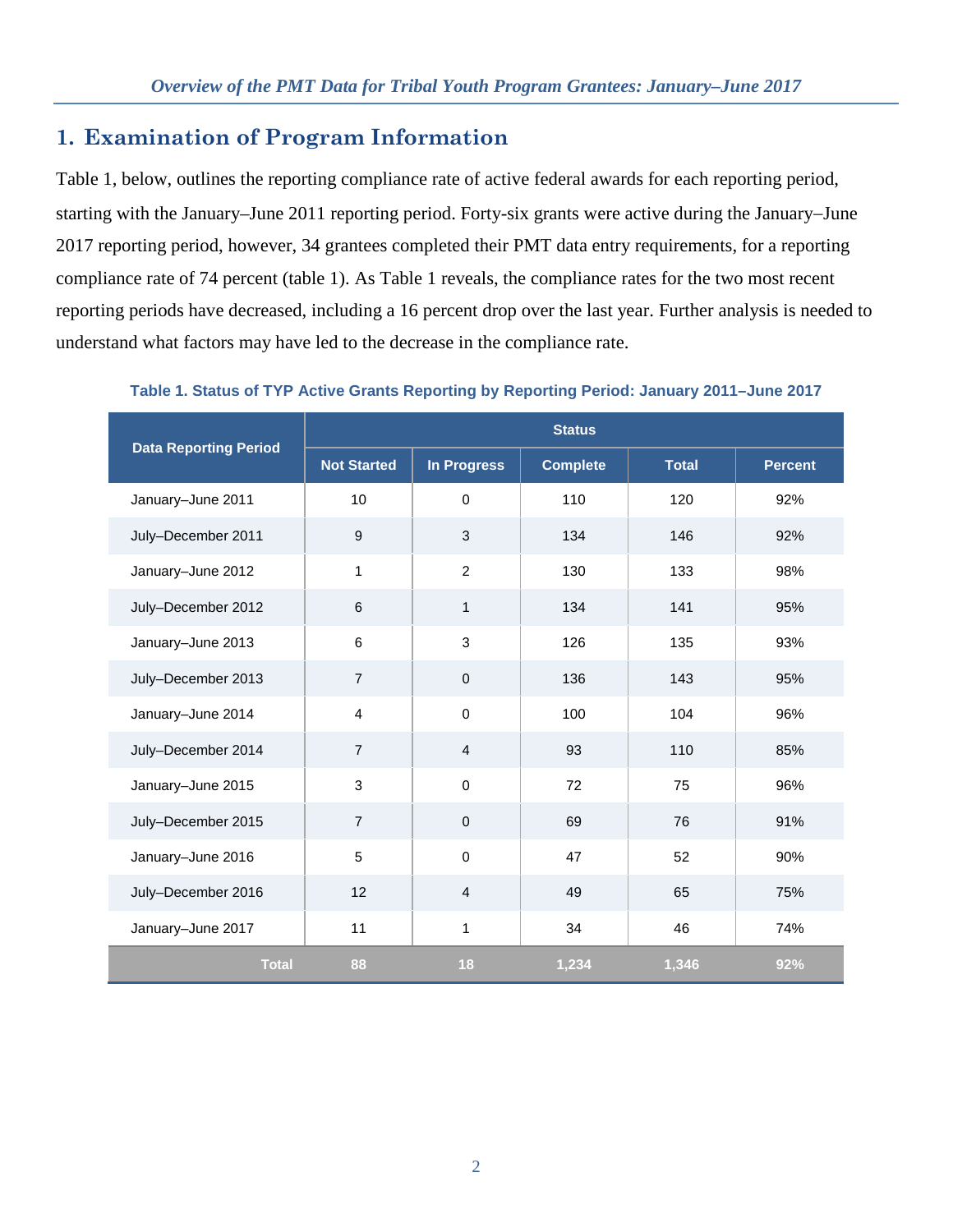## 1. Examination of Program Information

Table 1, below, outlines the reporting compliance rate of active federal awards for each reporting period, starting with the January–June 2011 reporting period. Forty-six grants were active during the January–June 2017 reporting period, however, 34 grantees completed their PMT data entry requirements, for a reporting compliance rate of 74 percent (table 1). As Table 1 reveals, the compliance rates for the two most recent reporting periods have decreased, including a 16 percent drop over the last year. Further analysis is needed to understand what factors may have led to the decrease in the compliance rate.

**Table 1. Status of TYP Active Grants Reporting by Reporting Period: January 2011–June 2017**

| Data Reporting Period | Status | | | | |
|---|---|---|---|---|---|
| | Not Started | In Progress | Complete | Total | Percent |
| January–June 2011 | 10 | 0 | 110 | 120 | 92% |
| July–December 2011 | 9 | 3 | 134 | 146 | 92% |
| January–June 2012 | 1 | 2 | 130 | 133 | 98% |
| July–December 2012 | 6 | 1 | 134 | 141 | 95% |
| January–June 2013 | 6 | 3 | 126 | 135 | 93% |
| July–December 2013 | 7 | 0 | 136 | 143 | 95% |
| January–June 2014 | 4 | 0 | 100 | 104 | 96% |
| July–December 2014 | 7 | 4 | 93 | 110 | 85% |
| January–June 2015 | 3 | 0 | 72 | 75 | 96% |
| July–December 2015 | 7 | 0 | 69 | 76 | 91% |
| January–June 2016 | 5 | 0 | 47 | 52 | 90% |
| July–December 2016 | 12 | 4 | 49 | 65 | 75% |
| January–June 2017 | 11 | 1 | 34 | 46 | 74% |
| **Total** | **88** | **18** | **1,234** | **1,346** | **92%** |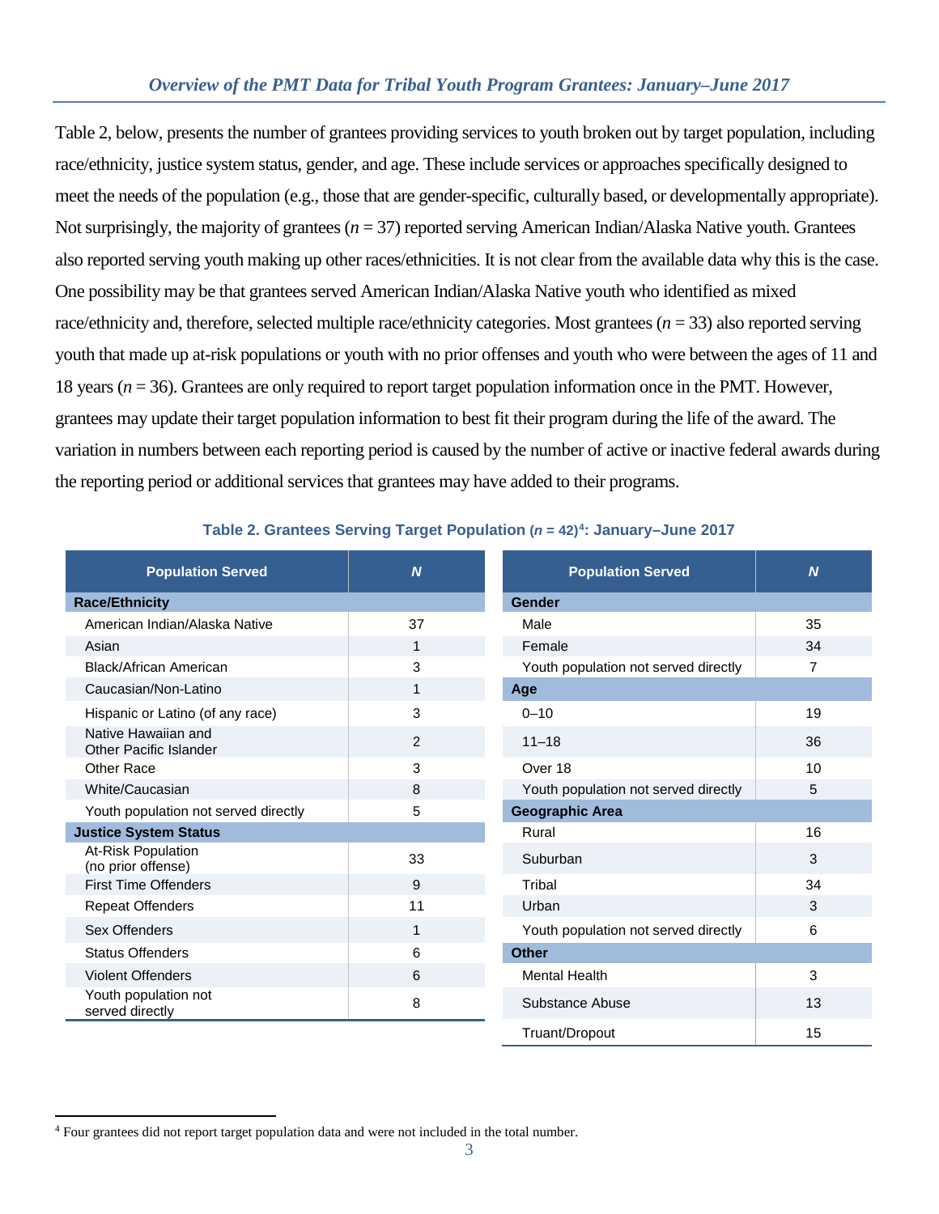Table 2, below, presents the number of grantees providing services to youth broken out by target population, including race/ethnicity, justice system status, gender, and age. These include services or approaches specifically designed to meet the needs of the population (e.g., those that are gender-specific, culturally based, or developmentally appropriate). Not surprisingly, the majority of grantees (*n* = 37) reported serving American Indian/Alaska Native youth. Grantees also reported serving youth making up other races/ethnicities. It is not clear from the available data why this is the case. One possibility may be that grantees served American Indian/Alaska Native youth who identified as mixed race/ethnicity and, therefore, selected multiple race/ethnicity categories. Most grantees (*n* = 33) also reported serving youth that made up at-risk populations or youth with no prior offenses and youth who were between the ages of 11 and 18 years (*n* = 36). Grantees are only required to report target population information once in the PMT. However, grantees may update their target population information to best fit their program during the life of the award. The variation in numbers between each reporting period is caused by the number of active or inactive federal awards during the reporting period or additional services that grantees may have added to their programs.

**Table 2. Grantees Serving Target Population (*n* = 42)[4]: January–June 2017**

| Population Served | *N* |
|---|---|
| **Race/Ethnicity** | |
| American Indian/Alaska Native | 37 |
| Asian | 1 |
| Black/African American | 3 |
| Caucasian/Non-Latino | 1 |
| Hispanic or Latino (of any race) | 3 |
| Native Hawaiian and Other Pacific Islander | 2 |
| Other Race | 3 |
| White/Caucasian | 8 |
| Youth population not served directly | 5 |
| **Justice System Status** | |
| At-Risk Population (no prior offense) | 33 |
| First Time Offenders | 9 |
| Repeat Offenders | 11 |
| Sex Offenders | 1 |
| Status Offenders | 6 |
| Violent Offenders | 6 |
| Youth population not served directly | 8 |
| **Gender** | |
| Male | 35 |
| Female | 34 |
| Youth population not served directly | 7 |
| **Age** | |
| 0–10 | 19 |
| 11–18 | 36 |
| Over 18 | 10 |
| Youth population not served directly | 5 |
| **Geographic Area** | |
| Rural | 16 |
| Suburban | 3 |
| Tribal | 34 |
| Urban | 3 |
| Youth population not served directly | 6 |
| **Other** | |
| Mental Health | 3 |
| Substance Abuse | 13 |
| Truant/Dropout | 15 |

[4] Four grantees did not report target population data and were not included in the total number.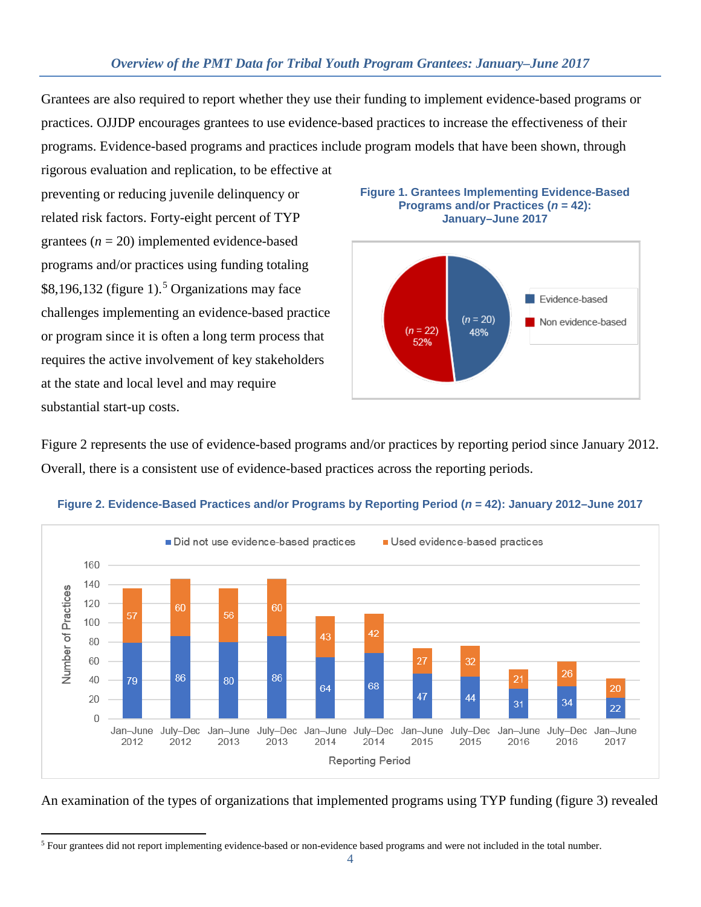Grantees are also required to report whether they use their funding to implement evidence-based programs or practices. OJJDP encourages grantees to use evidence-based practices to increase the effectiveness of their programs. Evidence-based programs and practices include program models that have been shown, through rigorous evaluation and replication, to be effective at preventing or reducing juvenile delinquency or related risk factors. Forty-eight percent of TYP grantees (*n* = 20) implemented evidence-based programs and/or practices using funding totaling $8,196,132 (figure 1).[5] Organizations may face challenges implementing an evidence-based practice or program since it is often a long term process that requires the active involvement of key stakeholders at the state and local level and may require substantial start-up costs.

**Figure 1. Grantees Implementing Evidence-Based Programs and/or Practices (*n* = 42): January–June 2017**

| Category | n | Percent |
| --- | --- | --- |
| Evidence-based | 20 | 48% |
| Non evidence-based | 22 | 52% |

Figure 2 represents the use of evidence-based programs and/or practices by reporting period since January 2012. Overall, there is a consistent use of evidence-based practices across the reporting periods.

**Figure 2. Evidence-Based Practices and/or Programs by Reporting Period (*n* = 42): January 2012–June 2017**

| Reporting Period | Did not use evidence-based practices | Used evidence-based practices |
| --- | --- | --- |
| Jan–June 2012 | 79 | 57 |
| July–Dec 2012 | 86 | 60 |
| Jan–June 2013 | 80 | 56 |
| July–Dec 2013 | 86 | 60 |
| Jan–June 2014 | 64 | 43 |
| July–Dec 2014 | 68 | 42 |
| Jan–June 2015 | 47 | 27 |
| July–Dec 2015 | 44 | 32 |
| Jan–June 2016 | 31 | 21 |
| July–Dec 2016 | 34 | 26 |
| Jan–June 2017 | 22 | 20 |

An examination of the types of organizations that implemented programs using TYP funding (figure 3) revealed

[5] Four grantees did not report implementing evidence-based or non-evidence based programs and were not included in the total number.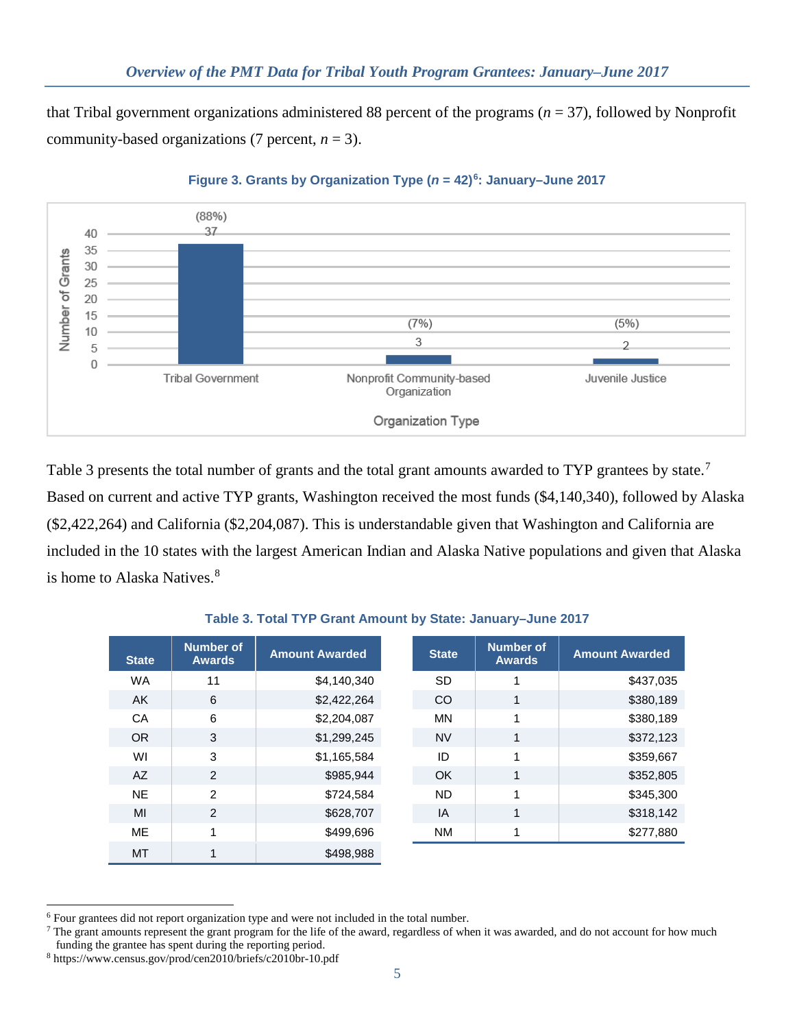that Tribal government organizations administered 88 percent of the programs (*n* = 37), followed by Nonprofit community-based organizations (7 percent, *n* = 3).

**Figure 3. Grants by Organization Type (*n* = 42)[6]: January–June 2017**

| Organization Type | Number of Grants | Percent |
|---|---|---|
| Tribal Government | 37 | (88%) |
| Nonprofit Community-based Organization | 3 | (7%) |
| Juvenile Justice | 2 | (5%) |

Table 3 presents the total number of grants and the total grant amounts awarded to TYP grantees by state.[7] Based on current and active TYP grants, Washington received the most funds ($4,140,340), followed by Alaska ($2,422,264) and California ($2,204,087). This is understandable given that Washington and California are included in the 10 states with the largest American Indian and Alaska Native populations and given that Alaska is home to Alaska Natives.[8]

**Table 3. Total TYP Grant Amount by State: January–June 2017**

| State | Number of Awards | Amount Awarded | State | Number of Awards | Amount Awarded |
|---|---|---|---|---|---|
| WA | 11 | $4,140,340 | SD | 1 | $437,035 |
| AK | 6 | $2,422,264 | CO | 1 | $380,189 |
| CA | 6 | $2,204,087 | MN | 1 | $380,189 |
| OR | 3 | $1,299,245 | NV | 1 | $372,123 |
| WI | 3 | $1,165,584 | ID | 1 | $359,667 |
| AZ | 2 | $985,944 | OK | 1 | $352,805 |
| NE | 2 | $724,584 | ND | 1 | $345,300 |
| MI | 2 | $628,707 | IA | 1 | $318,142 |
| ME | 1 | $499,696 | NM | 1 | $277,880 |
| MT | 1 | $498,988 | | | |

[6] Four grantees did not report organization type and were not included in the total number.

[7] The grant amounts represent the grant program for the life of the award, regardless of when it was awarded, and do not account for how much funding the grantee has spent during the reporting period.

[8] https://www.census.gov/prod/cen2010/briefs/c2010br-10.pdf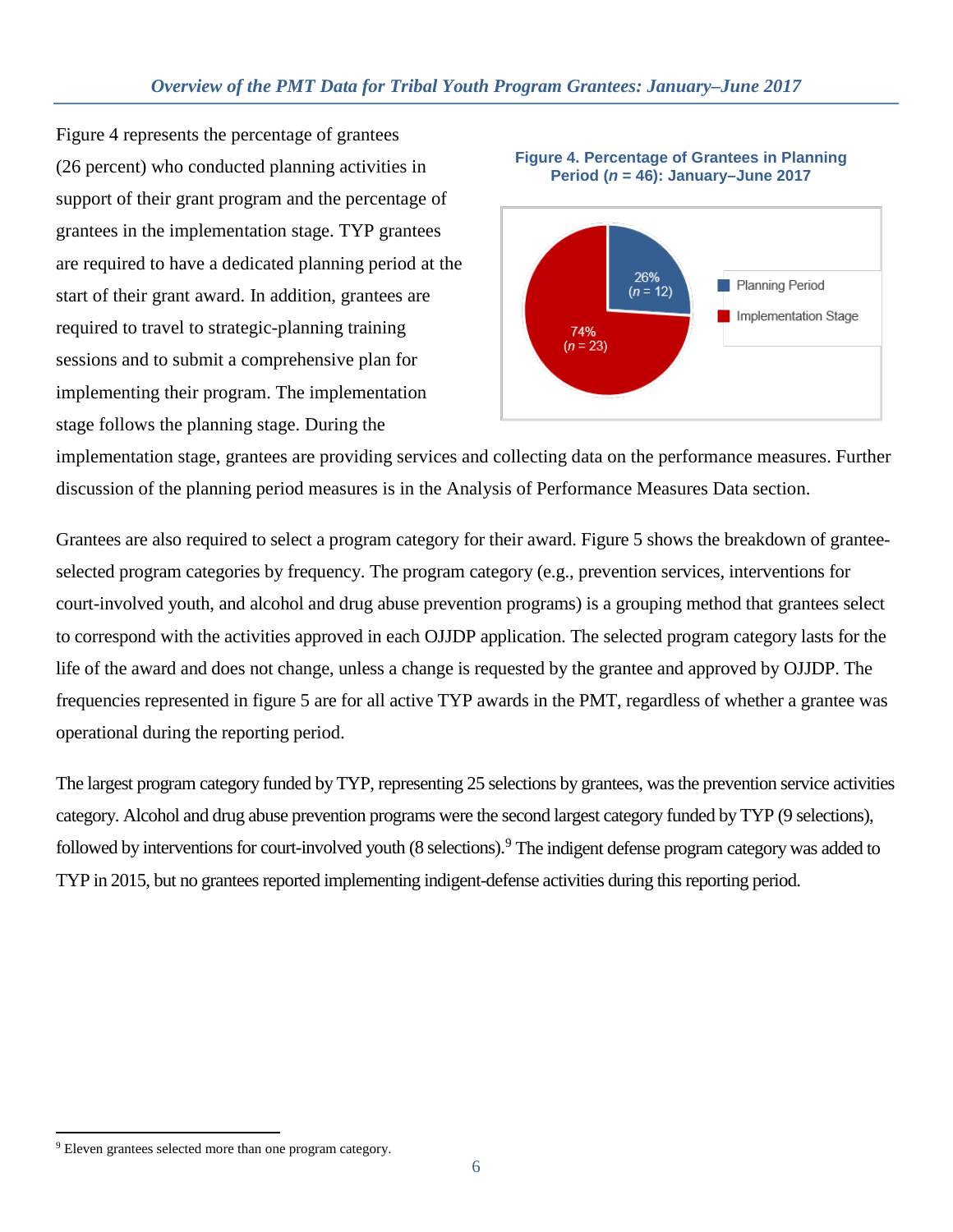Figure 4 represents the percentage of grantees (26 percent) who conducted planning activities in support of their grant program and the percentage of grantees in the implementation stage. TYP grantees are required to have a dedicated planning period at the start of their grant award. In addition, grantees are required to travel to strategic-planning training sessions and to submit a comprehensive plan for implementing their program. The implementation stage follows the planning stage. During the implementation stage, grantees are providing services and collecting data on the performance measures. Further discussion of the planning period measures is in the Analysis of Performance Measures Data section.

**Figure 4. Percentage of Grantees in Planning Period (*n* = 46): January–June 2017**

| Category | Percentage |
| --- | --- |
| Planning Period | 26% (*n* = 12) |
| Implementation Stage | 74% (*n* = 23) |

Grantees are also required to select a program category for their award. Figure 5 shows the breakdown of grantee-selected program categories by frequency. The program category (e.g., prevention services, interventions for court-involved youth, and alcohol and drug abuse prevention programs) is a grouping method that grantees select to correspond with the activities approved in each OJJDP application. The selected program category lasts for the life of the award and does not change, unless a change is requested by the grantee and approved by OJJDP. The frequencies represented in figure 5 are for all active TYP awards in the PMT, regardless of whether a grantee was operational during the reporting period.

The largest program category funded by TYP, representing 25 selections by grantees, was the prevention service activities category. Alcohol and drug abuse prevention programs were the second largest category funded by TYP (9 selections), followed by interventions for court-involved youth (8 selections).[9] The indigent defense program category was added to TYP in 2015, but no grantees reported implementing indigent-defense activities during this reporting period.

[9] Eleven grantees selected more than one program category.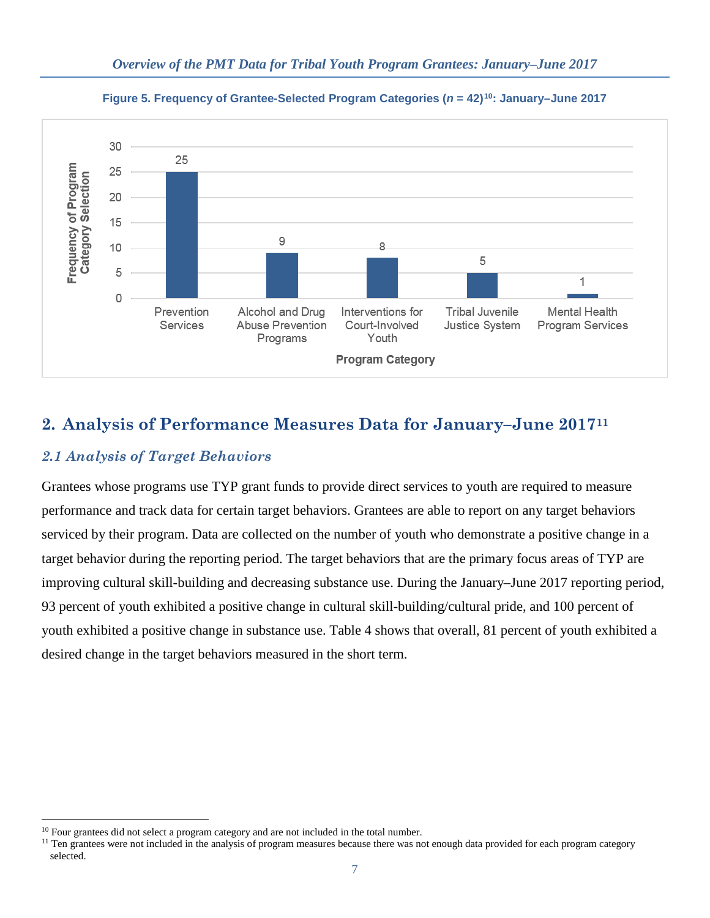**Figure 5. Frequency of Grantee-Selected Program Categories (*n* = 42)[10]: January–June 2017**

| Program Category | Frequency of Program Category Selection |
| --- | --- |
| Prevention Services | 25 |
| Alcohol and Drug Abuse Prevention Programs | 9 |
| Interventions for Court-Involved Youth | 8 |
| Tribal Juvenile Justice System | 5 |
| Mental Health Program Services | 1 |

## 2. Analysis of Performance Measures Data for January–June 2017[11]

### *2.1 Analysis of Target Behaviors*

Grantees whose programs use TYP grant funds to provide direct services to youth are required to measure performance and track data for certain target behaviors. Grantees are able to report on any target behaviors serviced by their program. Data are collected on the number of youth who demonstrate a positive change in a target behavior during the reporting period. The target behaviors that are the primary focus areas of TYP are improving cultural skill-building and decreasing substance use. During the January–June 2017 reporting period, 93 percent of youth exhibited a positive change in cultural skill-building/cultural pride, and 100 percent of youth exhibited a positive change in substance use. Table 4 shows that overall, 81 percent of youth exhibited a desired change in the target behaviors measured in the short term.

---

[10] Four grantees did not select a program category and are not included in the total number.

[11] Ten grantees were not included in the analysis of program measures because there was not enough data provided for each program category selected.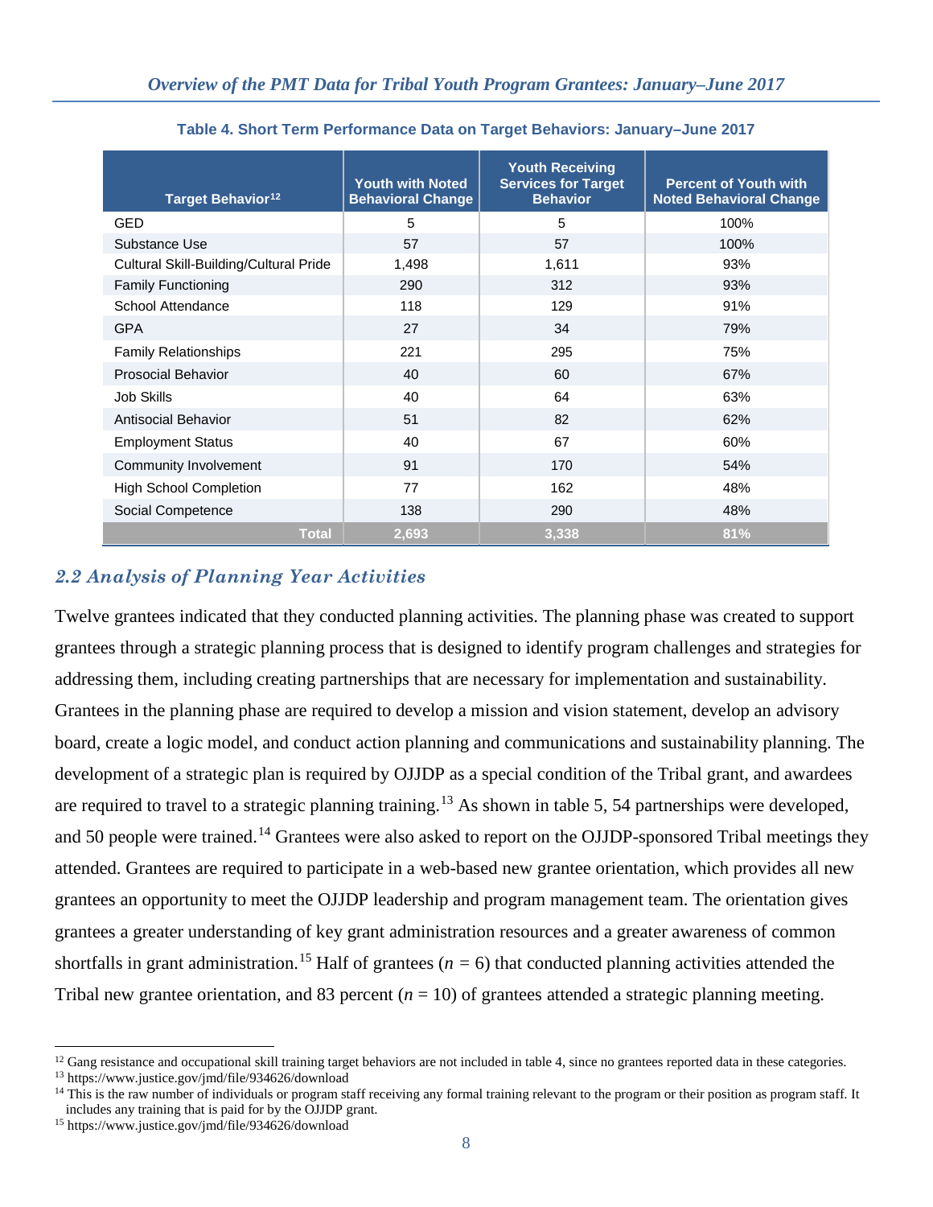**Table 4. Short Term Performance Data on Target Behaviors: January–June 2017**

| Target Behavior[12] | Youth with Noted Behavioral Change | Youth Receiving Services for Target Behavior | Percent of Youth with Noted Behavioral Change |
|---|---|---|---|
| GED | 5 | 5 | 100% |
| Substance Use | 57 | 57 | 100% |
| Cultural Skill-Building/Cultural Pride | 1,498 | 1,611 | 93% |
| Family Functioning | 290 | 312 | 93% |
| School Attendance | 118 | 129 | 91% |
| GPA | 27 | 34 | 79% |
| Family Relationships | 221 | 295 | 75% |
| Prosocial Behavior | 40 | 60 | 67% |
| Job Skills | 40 | 64 | 63% |
| Antisocial Behavior | 51 | 82 | 62% |
| Employment Status | 40 | 67 | 60% |
| Community Involvement | 91 | 170 | 54% |
| High School Completion | 77 | 162 | 48% |
| Social Competence | 138 | 290 | 48% |
| **Total** | **2,693** | **3,338** | **81%** |

## 2.2 Analysis of Planning Year Activities

Twelve grantees indicated that they conducted planning activities. The planning phase was created to support grantees through a strategic planning process that is designed to identify program challenges and strategies for addressing them, including creating partnerships that are necessary for implementation and sustainability. Grantees in the planning phase are required to develop a mission and vision statement, develop an advisory board, create a logic model, and conduct action planning and communications and sustainability planning. The development of a strategic plan is required by OJJDP as a special condition of the Tribal grant, and awardees are required to travel to a strategic planning training.[13] As shown in table 5, 54 partnerships were developed, and 50 people were trained.[14] Grantees were also asked to report on the OJJDP-sponsored Tribal meetings they attended. Grantees are required to participate in a web-based new grantee orientation, which provides all new grantees an opportunity to meet the OJJDP leadership and program management team. The orientation gives grantees a greater understanding of key grant administration resources and a greater awareness of common shortfalls in grant administration.[15] Half of grantees ($n$ = 6) that conducted planning activities attended the Tribal new grantee orientation, and 83 percent ($n$ = 10) of grantees attended a strategic planning meeting.

---

[12] Gang resistance and occupational skill training target behaviors are not included in table 4, since no grantees reported data in these categories.

[13] https://www.justice.gov/jmd/file/934626/download

[14] This is the raw number of individuals or program staff receiving any formal training relevant to the program or their position as program staff. It includes any training that is paid for by the OJJDP grant.

[15] https://www.justice.gov/jmd/file/934626/download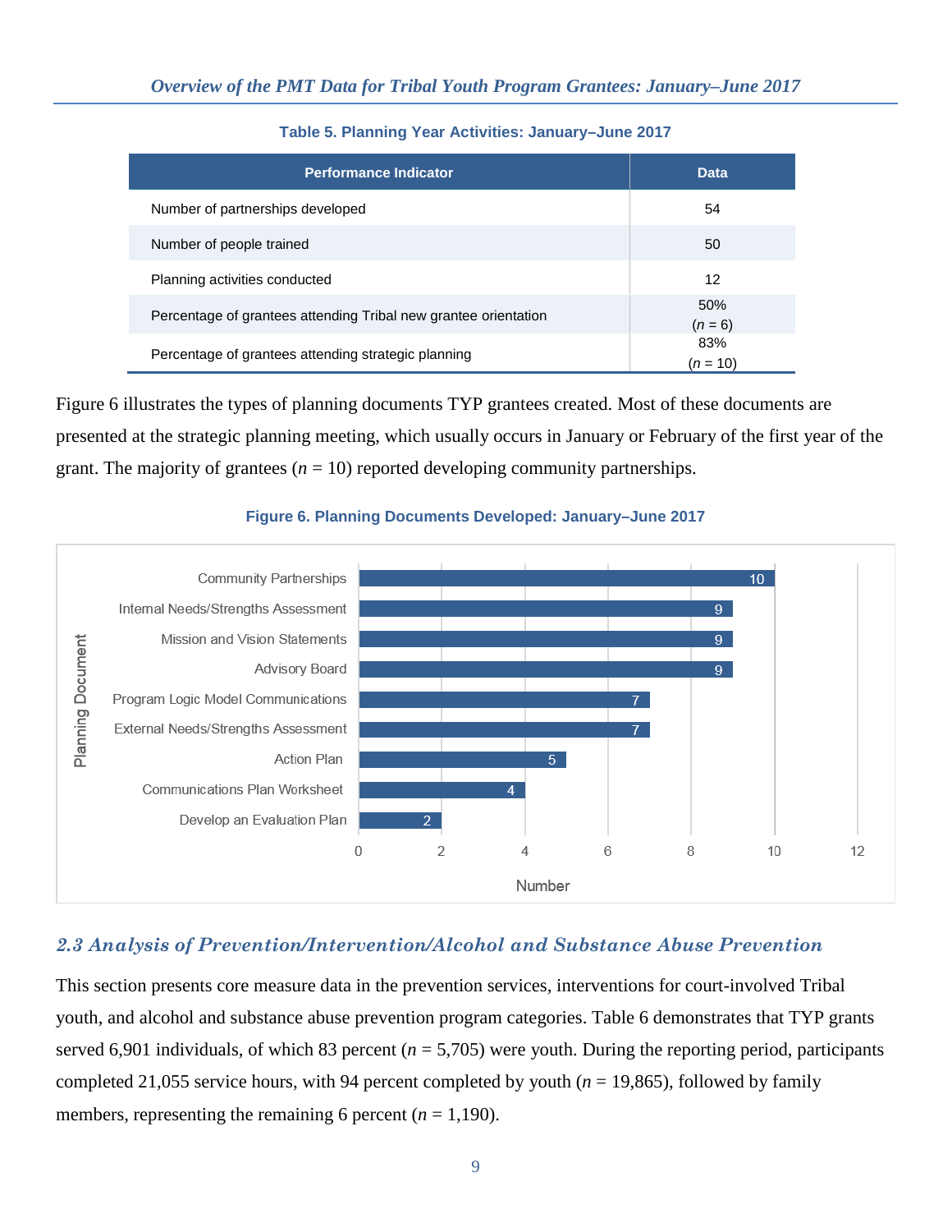**Table 5. Planning Year Activities: January–June 2017**

| Performance Indicator | Data |
| --- | --- |
| Number of partnerships developed | 54 |
| Number of people trained | 50 |
| Planning activities conducted | 12 |
| Percentage of grantees attending Tribal new grantee orientation | 50% (*n* = 6) |
| Percentage of grantees attending strategic planning | 83% (*n* = 10) |

Figure 6 illustrates the types of planning documents TYP grantees created. Most of these documents are presented at the strategic planning meeting, which usually occurs in January or February of the first year of the grant. The majority of grantees (*n* = 10) reported developing community partnerships.

**Figure 6. Planning Documents Developed: January–June 2017**

| Planning Document | Number |
| --- | --- |
| Community Partnerships | 10 |
| Internal Needs/Strengths Assessment | 9 |
| Mission and Vision Statements | 9 |
| Advisory Board | 9 |
| Program Logic Model Communications | 7 |
| External Needs/Strengths Assessment | 7 |
| Action Plan | 5 |
| Communications Plan Worksheet | 4 |
| Develop an Evaluation Plan | 2 |

## *2.3 Analysis of Prevention/Intervention/Alcohol and Substance Abuse Prevention*

This section presents core measure data in the prevention services, interventions for court-involved Tribal youth, and alcohol and substance abuse prevention program categories. Table 6 demonstrates that TYP grants served 6,901 individuals, of which 83 percent (*n* = 5,705) were youth. During the reporting period, participants completed 21,055 service hours, with 94 percent completed by youth (*n* = 19,865), followed by family members, representing the remaining 6 percent (*n* = 1,190).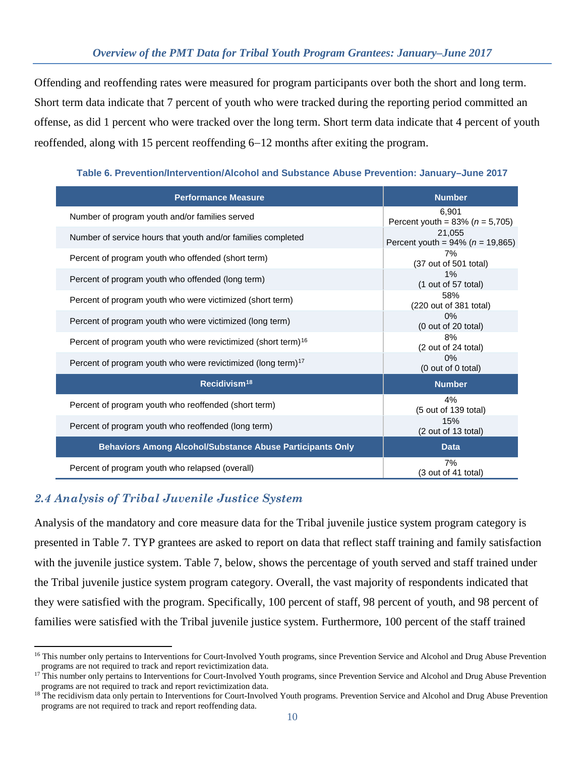Offending and reoffending rates were measured for program participants over both the short and long term. Short term data indicate that 7 percent of youth who were tracked during the reporting period committed an offense, as did 1 percent who were tracked over the long term. Short term data indicate that 4 percent of youth reoffended, along with 15 percent reoffending 6–12 months after exiting the program.

**Table 6. Prevention/Intervention/Alcohol and Substance Abuse Prevention: January–June 2017**

| Performance Measure | Number |
|---|---|
| Number of program youth and/or families served | 6,901<br>Percent youth = 83% (*n* = 5,705) |
| Number of service hours that youth and/or families completed | 21,055<br>Percent youth = 94% (*n* = 19,865) |
| Percent of program youth who offended (short term) | 7%<br>(37 out of 501 total) |
| Percent of program youth who offended (long term) | 1%<br>(1 out of 57 total) |
| Percent of program youth who were victimized (short term) | 58%<br>(220 out of 381 total) |
| Percent of program youth who were victimized (long term) | 0%<br>(0 out of 20 total) |
| Percent of program youth who were revictimized (short term)[16] | 8%<br>(2 out of 24 total) |
| Percent of program youth who were revictimized (long term)[17] | 0%<br>(0 out of 0 total) |
| **Recidivism[18]** | **Number** |
| Percent of program youth who reoffended (short term) | 4%<br>(5 out of 139 total) |
| Percent of program youth who reoffended (long term) | 15%<br>(2 out of 13 total) |
| **Behaviors Among Alcohol/Substance Abuse Participants Only** | **Data** |
| Percent of program youth who relapsed (overall) | 7%<br>(3 out of 41 total) |

## *2.4 Analysis of Tribal Juvenile Justice System*

Analysis of the mandatory and core measure data for the Tribal juvenile justice system program category is presented in Table 7. TYP grantees are asked to report on data that reflect staff training and family satisfaction with the juvenile justice system. Table 7, below, shows the percentage of youth served and staff trained under the Tribal juvenile justice system program category. Overall, the vast majority of respondents indicated that they were satisfied with the program. Specifically, 100 percent of staff, 98 percent of youth, and 98 percent of families were satisfied with the Tribal juvenile justice system. Furthermore, 100 percent of the staff trained

[16] This number only pertains to Interventions for Court-Involved Youth programs, since Prevention Service and Alcohol and Drug Abuse Prevention programs are not required to track and report revictimization data.

[17] This number only pertains to Interventions for Court-Involved Youth programs, since Prevention Service and Alcohol and Drug Abuse Prevention programs are not required to track and report revictimization data.

[18] The recidivism data only pertain to Interventions for Court-Involved Youth programs. Prevention Service and Alcohol and Drug Abuse Prevention programs are not required to track and report reoffending data.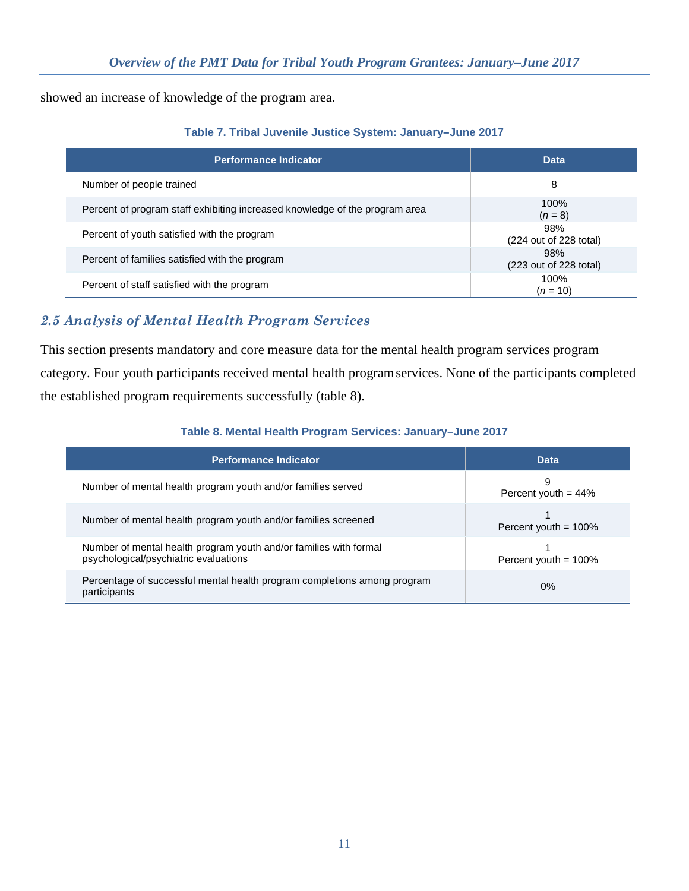showed an increase of knowledge of the program area.

**Table 7. Tribal Juvenile Justice System: January–June 2017**

| Performance Indicator | Data |
|---|---|
| Number of people trained | 8 |
| Percent of program staff exhibiting increased knowledge of the program area | 100% (*n* = 8) |
| Percent of youth satisfied with the program | 98% (224 out of 228 total) |
| Percent of families satisfied with the program | 98% (223 out of 228 total) |
| Percent of staff satisfied with the program | 100% (*n* = 10) |

## *2.5 Analysis of Mental Health Program Services*

This section presents mandatory and core measure data for the mental health program services program category. Four youth participants received mental health program services. None of the participants completed the established program requirements successfully (table 8).

**Table 8. Mental Health Program Services: January–June 2017**

| Performance Indicator | Data |
|---|---|
| Number of mental health program youth and/or families served | 9<br>Percent youth = 44% |
| Number of mental health program youth and/or families screened | 1<br>Percent youth = 100% |
| Number of mental health program youth and/or families with formal psychological/psychiatric evaluations | 1<br>Percent youth = 100% |
| Percentage of successful mental health program completions among program participants | 0% |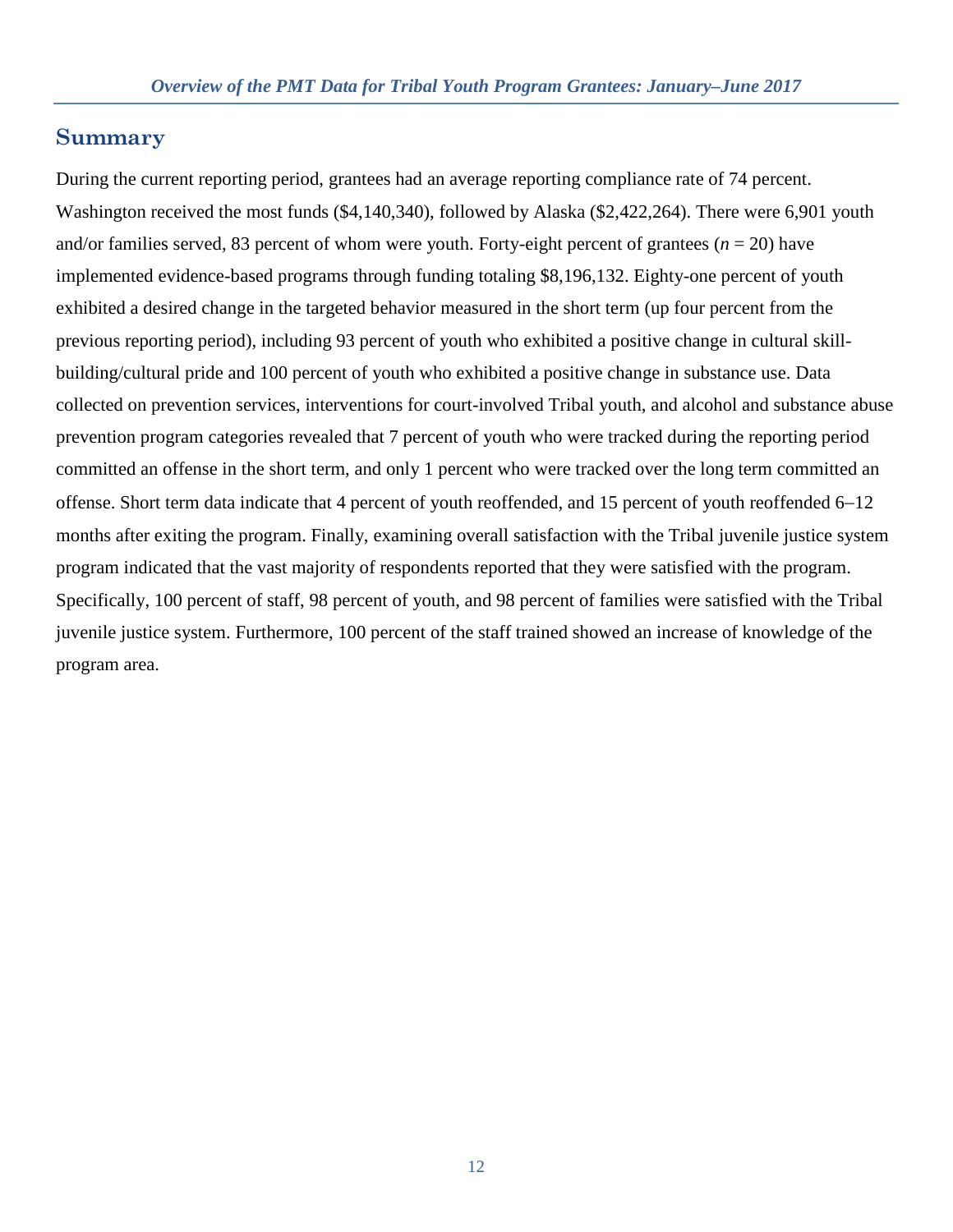## Summary

During the current reporting period, grantees had an average reporting compliance rate of 74 percent. Washington received the most funds ($4,140,340), followed by Alaska ($2,422,264). There were 6,901 youth and/or families served, 83 percent of whom were youth. Forty-eight percent of grantees ($n$ = 20) have implemented evidence-based programs through funding totaling $8,196,132. Eighty-one percent of youth exhibited a desired change in the targeted behavior measured in the short term (up four percent from the previous reporting period), including 93 percent of youth who exhibited a positive change in cultural skill-building/cultural pride and 100 percent of youth who exhibited a positive change in substance use. Data collected on prevention services, interventions for court-involved Tribal youth, and alcohol and substance abuse prevention program categories revealed that 7 percent of youth who were tracked during the reporting period committed an offense in the short term, and only 1 percent who were tracked over the long term committed an offense. Short term data indicate that 4 percent of youth reoffended, and 15 percent of youth reoffended 6–12 months after exiting the program. Finally, examining overall satisfaction with the Tribal juvenile justice system program indicated that the vast majority of respondents reported that they were satisfied with the program. Specifically, 100 percent of staff, 98 percent of youth, and 98 percent of families were satisfied with the Tribal juvenile justice system. Furthermore, 100 percent of the staff trained showed an increase of knowledge of the program area.